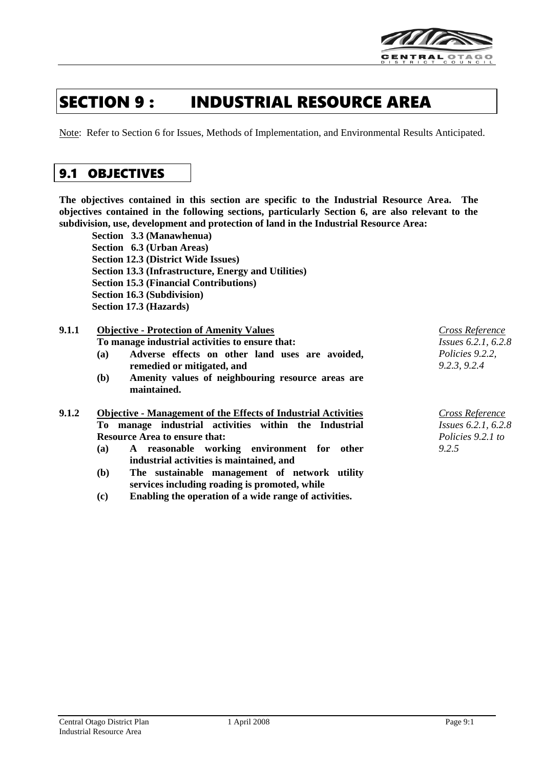# SECTION 9 : INDUSTRIAL RESOURCE AREA

<u>Note</u>: Refer to Section 6 for Issues, Methods of Implementation, and Environmental Results Anticipated.

## 9.1 OBJECTIVES

**The objectives contained in this section are specific to the Industrial Resource Area. The objectives contained in the following sections, particularly Section 6, are also relevant to the subdivision, use, development and protection of land in the Industrial Resource Area:**

**Section 3.3 (Manawhenua)**
**Section 6.3 (Urban Areas)**
**Section 12.3 (District Wide Issues)**
**Section 13.3 (Infrastructure, Energy and Utilities)**
**Section 15.3 (Financial Contributions)**
**Section 16.3 (Subdivision)**
**Section 17.3 (Hazards)**

**9.1.1 <u>Objective - Protection of Amenity Values</u>**

**To manage industrial activities to ensure that:**

**(a) Adverse effects on other land uses are avoided, remedied or mitigated, and**

**(b) Amenity values of neighbouring resource areas are maintained.**

*<u>Cross Reference</u>*
*Issues 6.2.1, 6.2.8*
*Policies 9.2.2, 9.2.3, 9.2.4*

**9.1.2 <u>Objective - Management of the Effects of Industrial Activities</u>**

**To manage industrial activities within the Industrial Resource Area to ensure that:**

**(a) A reasonable working environment for other industrial activities is maintained, and**

**(b) The sustainable management of network utility services including roading is promoted, while**

**(c) Enabling the operation of a wide range of activities.**

*<u>Cross Reference</u>*
*Issues 6.2.1, 6.2.8*
*Policies 9.2.1 to 9.2.5*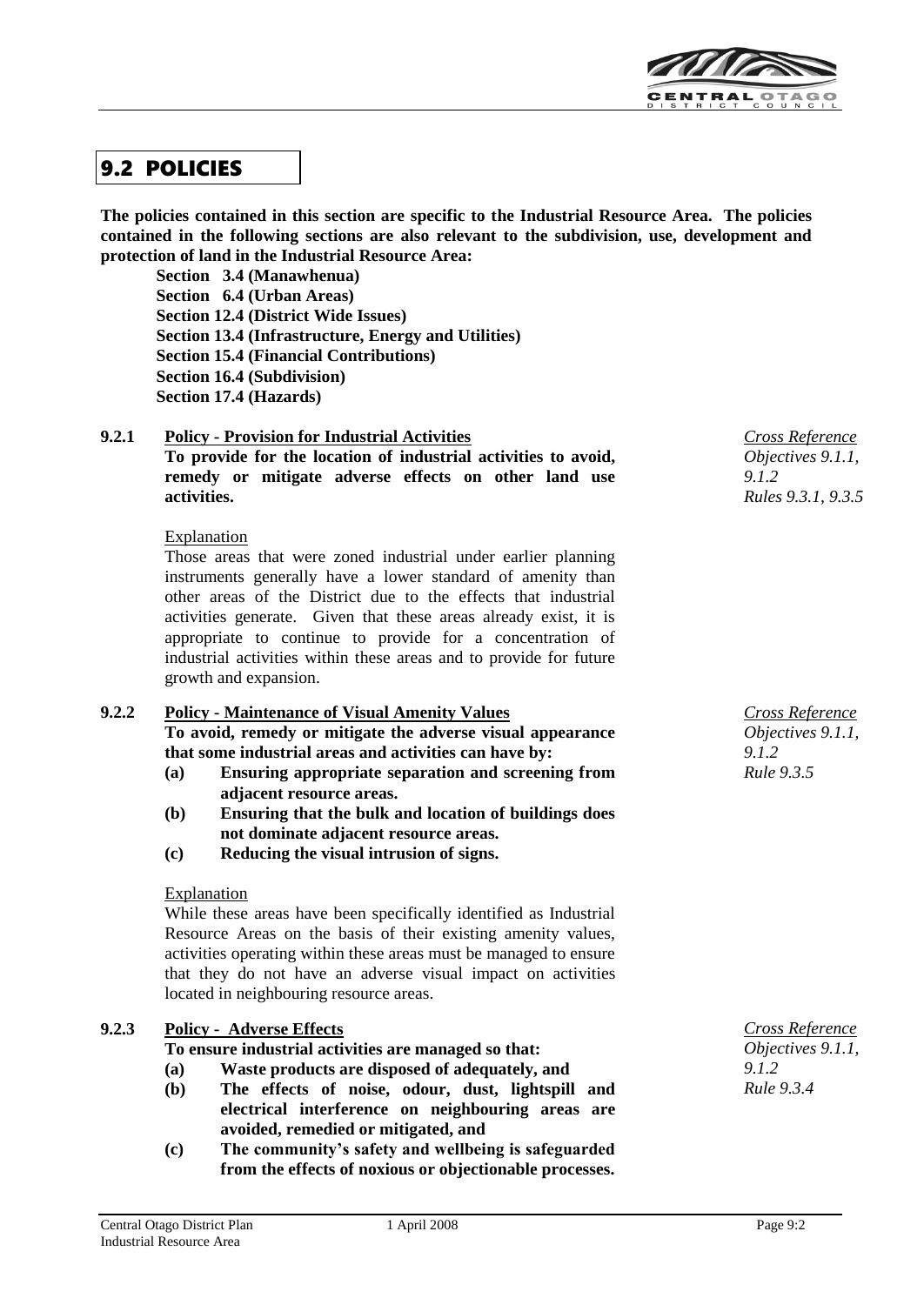## 9.2 POLICIES

**The policies contained in this section are specific to the Industrial Resource Area. The policies contained in the following sections are also relevant to the subdivision, use, development and protection of land in the Industrial Resource Area:**

**Section 3.4 (Manawhenua)**
**Section 6.4 (Urban Areas)**
**Section 12.4 (District Wide Issues)**
**Section 13.4 (Infrastructure, Energy and Utilities)**
**Section 15.4 (Financial Contributions)**
**Section 16.4 (Subdivision)**
**Section 17.4 (Hazards)**

### 9.2.1 Policy - Provision for Industrial Activities

**To provide for the location of industrial activities to avoid, remedy or mitigate adverse effects on other land use activities.**

*Cross Reference*
*Objectives 9.1.1, 9.1.2*
*Rules 9.3.1, 9.3.5*

Explanation

Those areas that were zoned industrial under earlier planning instruments generally have a lower standard of amenity than other areas of the District due to the effects that industrial activities generate. Given that these areas already exist, it is appropriate to continue to provide for a concentration of industrial activities within these areas and to provide for future growth and expansion.

### 9.2.2 Policy - Maintenance of Visual Amenity Values

**To avoid, remedy or mitigate the adverse visual appearance that some industrial areas and activities can have by:**

**(a) Ensuring appropriate separation and screening from adjacent resource areas.**
**(b) Ensuring that the bulk and location of buildings does not dominate adjacent resource areas.**
**(c) Reducing the visual intrusion of signs.**

*Cross Reference*
*Objectives 9.1.1, 9.1.2*
*Rule 9.3.5*

Explanation

While these areas have been specifically identified as Industrial Resource Areas on the basis of their existing amenity values, activities operating within these areas must be managed to ensure that they do not have an adverse visual impact on activities located in neighbouring resource areas.

### 9.2.3 Policy - Adverse Effects

**To ensure industrial activities are managed so that:**

**(a) Waste products are disposed of adequately, and**
**(b) The effects of noise, odour, dust, lightspill and electrical interference on neighbouring areas are avoided, remedied or mitigated, and**
**(c) The community's safety and wellbeing is safeguarded from the effects of noxious or objectionable processes.**

*Cross Reference*
*Objectives 9.1.1, 9.1.2*
*Rule 9.3.4*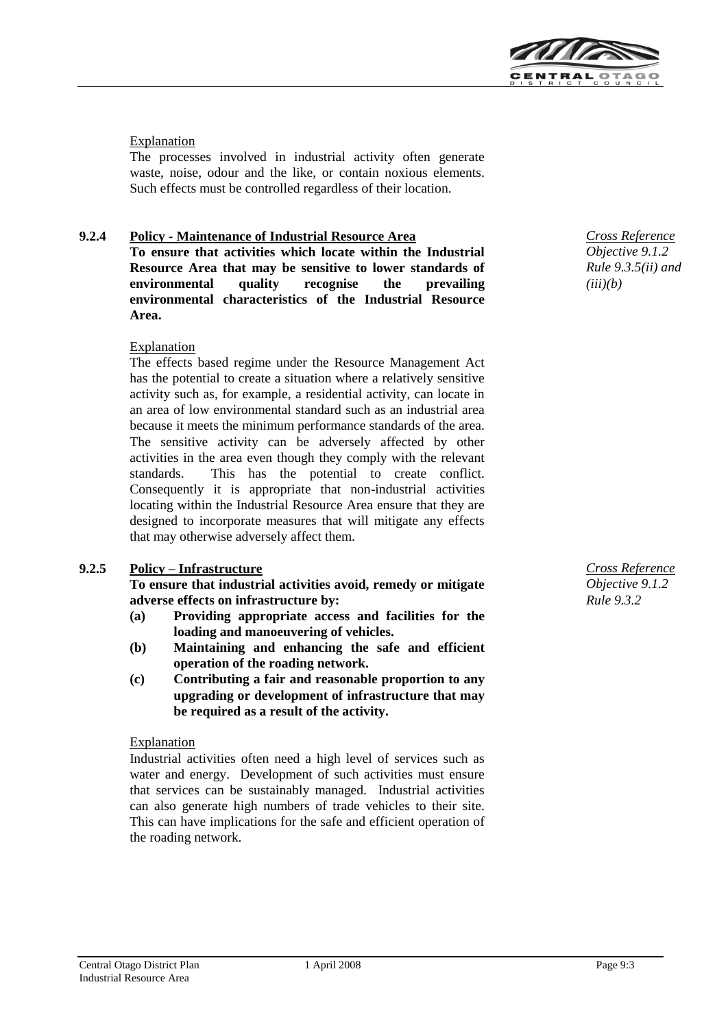Explanation

The processes involved in industrial activity often generate waste, noise, odour and the like, or contain noxious elements. Such effects must be controlled regardless of their location.

### 9.2.4 Policy - Maintenance of Industrial Resource Area

**To ensure that activities which locate within the Industrial Resource Area that may be sensitive to lower standards of environmental quality recognise the prevailing environmental characteristics of the Industrial Resource Area.**

*Cross Reference*
*Objective 9.1.2*
*Rule 9.3.5(ii) and (iii)(b)*

Explanation

The effects based regime under the Resource Management Act has the potential to create a situation where a relatively sensitive activity such as, for example, a residential activity, can locate in an area of low environmental standard such as an industrial area because it meets the minimum performance standards of the area. The sensitive activity can be adversely affected by other activities in the area even though they comply with the relevant standards. This has the potential to create conflict. Consequently it is appropriate that non-industrial activities locating within the Industrial Resource Area ensure that they are designed to incorporate measures that will mitigate any effects that may otherwise adversely affect them.

### 9.2.5 Policy – Infrastructure

**To ensure that industrial activities avoid, remedy or mitigate adverse effects on infrastructure by:**

**(a) Providing appropriate access and facilities for the loading and manoeuvering of vehicles.**

**(b) Maintaining and enhancing the safe and efficient operation of the roading network.**

**(c) Contributing a fair and reasonable proportion to any upgrading or development of infrastructure that may be required as a result of the activity.**

*Cross Reference*
*Objective 9.1.2*
*Rule 9.3.2*

Explanation

Industrial activities often need a high level of services such as water and energy. Development of such activities must ensure that services can be sustainably managed. Industrial activities can also generate high numbers of trade vehicles to their site. This can have implications for the safe and efficient operation of the roading network.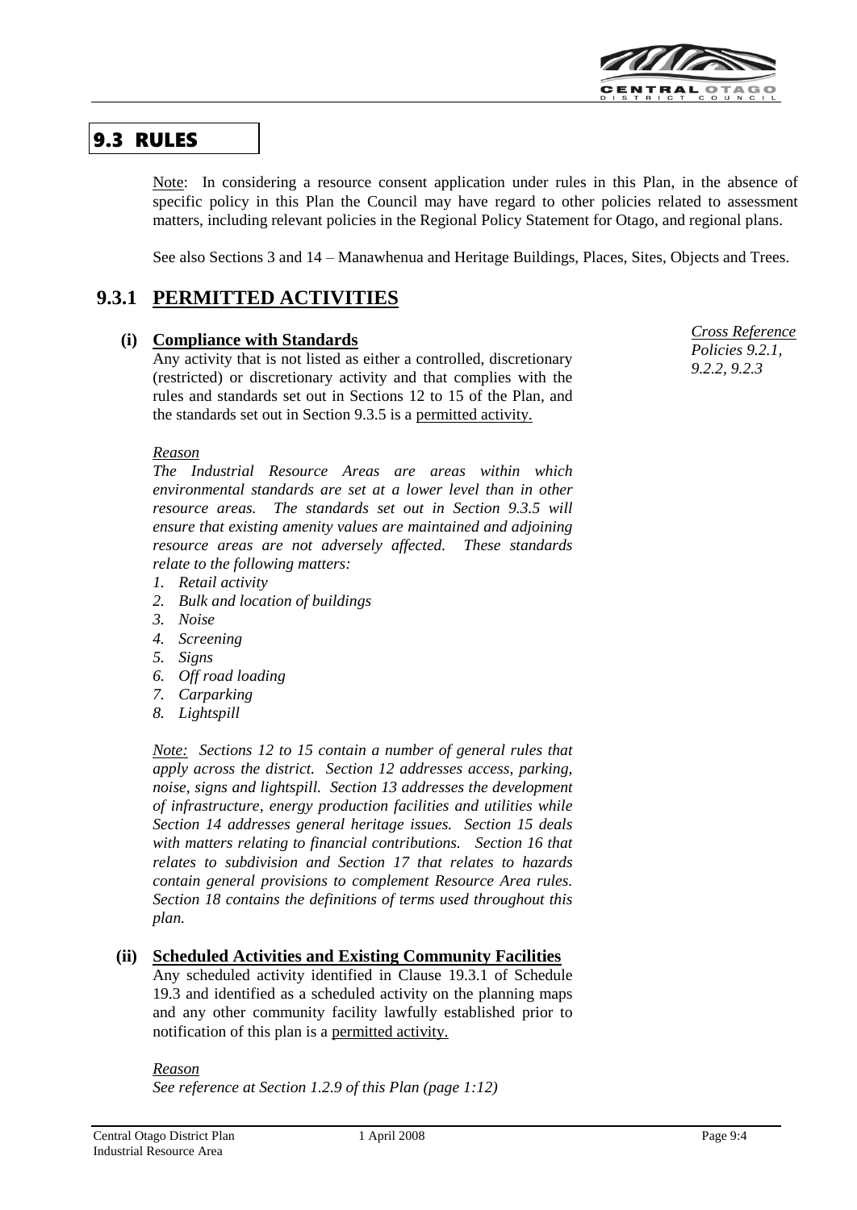## 9.3 RULES

Note: In considering a resource consent application under rules in this Plan, in the absence of specific policy in this Plan the Council may have regard to other policies related to assessment matters, including relevant policies in the Regional Policy Statement for Otago, and regional plans.

See also Sections 3 and 14 – Manawhenua and Heritage Buildings, Places, Sites, Objects and Trees.

### 9.3.1 PERMITTED ACTIVITIES

**(i) Compliance with Standards**

*Cross Reference Policies 9.2.1, 9.2.2, 9.2.3*

Any activity that is not listed as either a controlled, discretionary (restricted) or discretionary activity and that complies with the rules and standards set out in Sections 12 to 15 of the Plan, and the standards set out in Section 9.3.5 is a permitted activity.

*Reason*

*The Industrial Resource Areas are areas within which environmental standards are set at a lower level than in other resource areas. The standards set out in Section 9.3.5 will ensure that existing amenity values are maintained and adjoining resource areas are not adversely affected. These standards relate to the following matters:*

1. *Retail activity*
2. *Bulk and location of buildings*
3. *Noise*
4. *Screening*
5. *Signs*
6. *Off road loading*
7. *Carparking*
8. *Lightspill*

*Note: Sections 12 to 15 contain a number of general rules that apply across the district. Section 12 addresses access, parking, noise, signs and lightspill. Section 13 addresses the development of infrastructure, energy production facilities and utilities while Section 14 addresses general heritage issues. Section 15 deals with matters relating to financial contributions. Section 16 that relates to subdivision and Section 17 that relates to hazards contain general provisions to complement Resource Area rules. Section 18 contains the definitions of terms used throughout this plan.*

**(ii) Scheduled Activities and Existing Community Facilities**

Any scheduled activity identified in Clause 19.3.1 of Schedule 19.3 and identified as a scheduled activity on the planning maps and any other community facility lawfully established prior to notification of this plan is a permitted activity.

*Reason*

*See reference at Section 1.2.9 of this Plan (page 1:12)*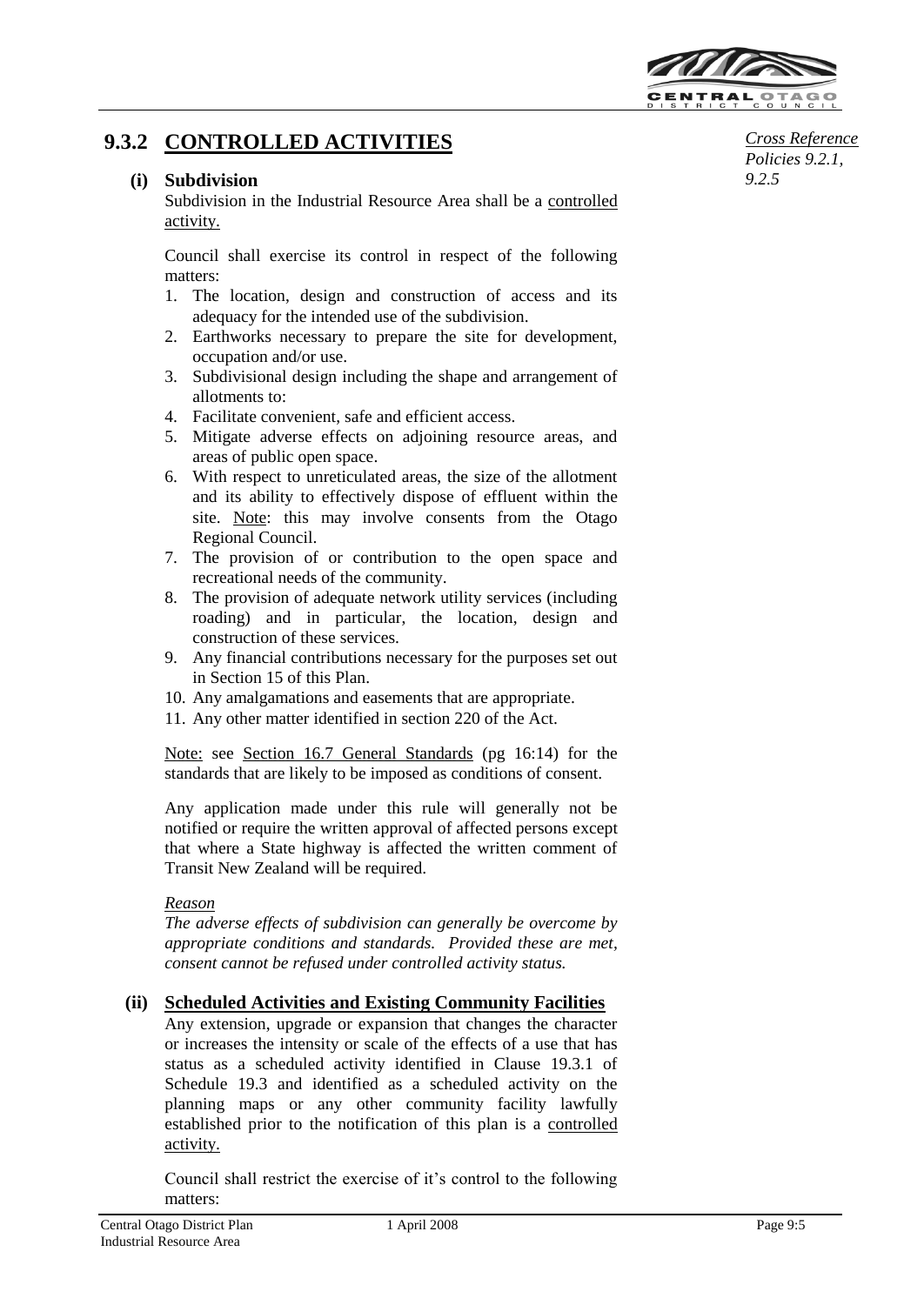## 9.3.2 CONTROLLED ACTIVITIES

*Cross Reference Policies 9.2.1, 9.2.5*

### (i) Subdivision

Subdivision in the Industrial Resource Area shall be a controlled activity.

Council shall exercise its control in respect of the following matters:

1. The location, design and construction of access and its adequacy for the intended use of the subdivision.
2. Earthworks necessary to prepare the site for development, occupation and/or use.
3. Subdivisional design including the shape and arrangement of allotments to:
4. Facilitate convenient, safe and efficient access.
5. Mitigate adverse effects on adjoining resource areas, and areas of public open space.
6. With respect to unreticulated areas, the size of the allotment and its ability to effectively dispose of effluent within the site. Note: this may involve consents from the Otago Regional Council.
7. The provision of or contribution to the open space and recreational needs of the community.
8. The provision of adequate network utility services (including roading) and in particular, the location, design and construction of these services.
9. Any financial contributions necessary for the purposes set out in Section 15 of this Plan.
10. Any amalgamations and easements that are appropriate.
11. Any other matter identified in section 220 of the Act.

Note: see Section 16.7 General Standards (pg 16:14) for the standards that are likely to be imposed as conditions of consent.

Any application made under this rule will generally not be notified or require the written approval of affected persons except that where a State highway is affected the written comment of Transit New Zealand will be required.

*Reason*

*The adverse effects of subdivision can generally be overcome by appropriate conditions and standards. Provided these are met, consent cannot be refused under controlled activity status.*

### (ii) Scheduled Activities and Existing Community Facilities

Any extension, upgrade or expansion that changes the character or increases the intensity or scale of the effects of a use that has status as a scheduled activity identified in Clause 19.3.1 of Schedule 19.3 and identified as a scheduled activity on the planning maps or any other community facility lawfully established prior to the notification of this plan is a controlled activity.

Council shall restrict the exercise of it's control to the following matters: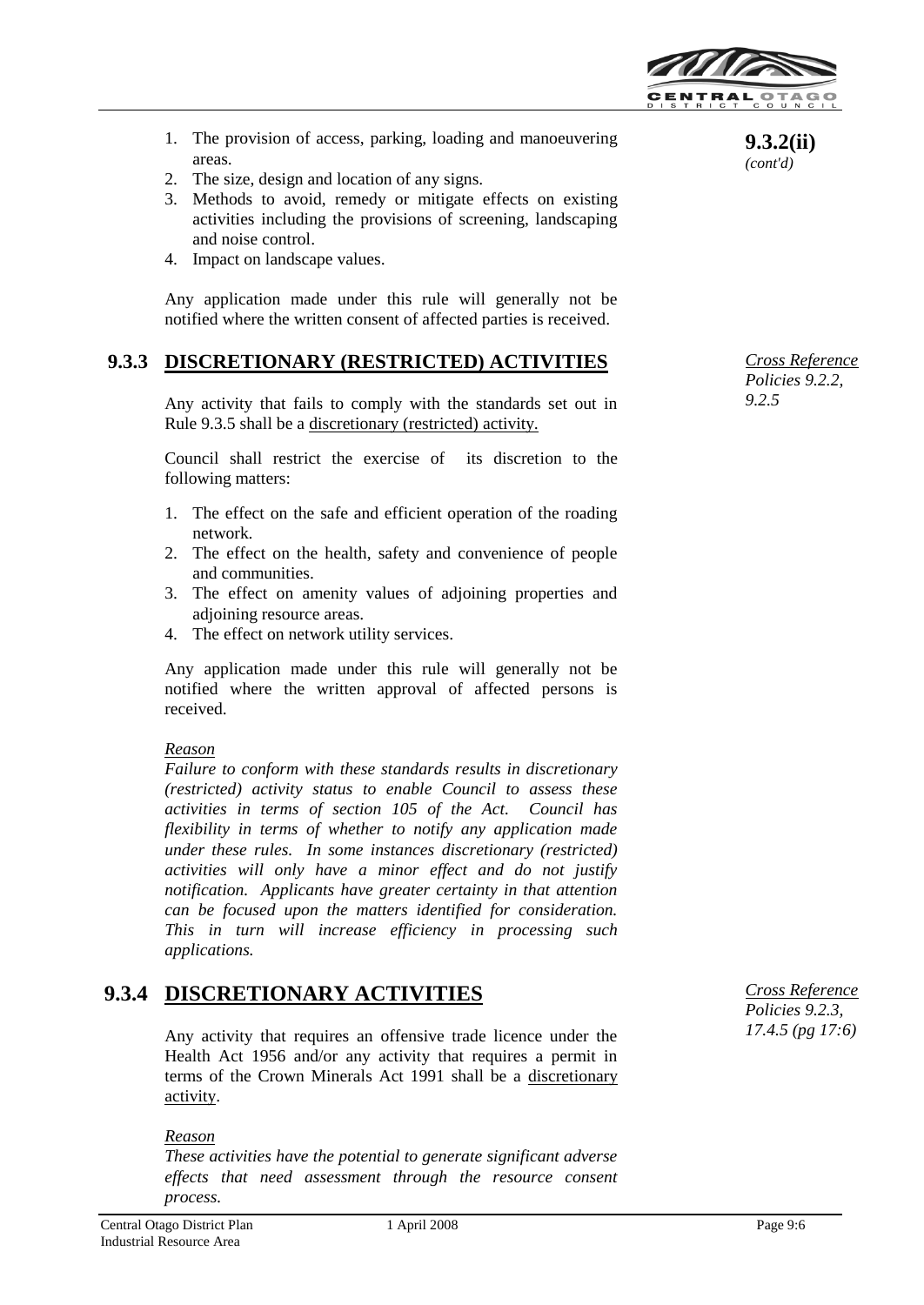**9.3.2(ii)** *(cont'd)*

1. The provision of access, parking, loading and manoeuvering areas.
2. The size, design and location of any signs.
3. Methods to avoid, remedy or mitigate effects on existing activities including the provisions of screening, landscaping and noise control.
4. Impact on landscape values.

Any application made under this rule will generally not be notified where the written consent of affected parties is received.

## 9.3.3 DISCRETIONARY (RESTRICTED) ACTIVITIES

*Cross Reference Policies 9.2.2, 9.2.5*

Any activity that fails to comply with the standards set out in Rule 9.3.5 shall be a discretionary (restricted) activity.

Council shall restrict the exercise of its discretion to the following matters:

1. The effect on the safe and efficient operation of the roading network.
2. The effect on the health, safety and convenience of people and communities.
3. The effect on amenity values of adjoining properties and adjoining resource areas.
4. The effect on network utility services.

Any application made under this rule will generally not be notified where the written approval of affected persons is received.

*Reason*

*Failure to conform with these standards results in discretionary (restricted) activity status to enable Council to assess these activities in terms of section 105 of the Act. Council has flexibility in terms of whether to notify any application made under these rules. In some instances discretionary (restricted) activities will only have a minor effect and do not justify notification. Applicants have greater certainty in that attention can be focused upon the matters identified for consideration. This in turn will increase efficiency in processing such applications.*

## 9.3.4 DISCRETIONARY ACTIVITIES

*Cross Reference Policies 9.2.3, 17.4.5 (pg 17:6)*

Any activity that requires an offensive trade licence under the Health Act 1956 and/or any activity that requires a permit in terms of the Crown Minerals Act 1991 shall be a discretionary activity.

*Reason*

*These activities have the potential to generate significant adverse effects that need assessment through the resource consent process.*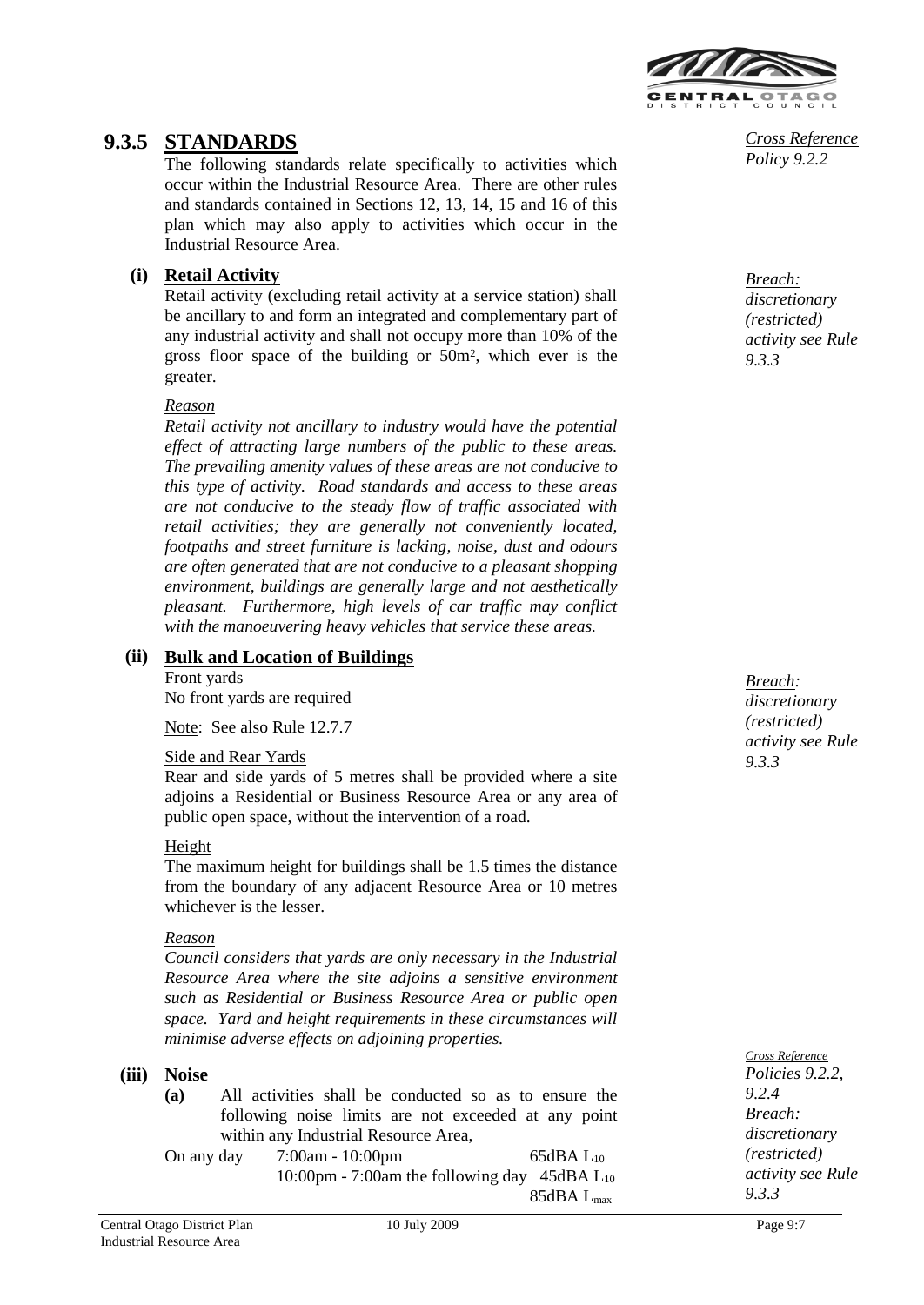## 9.3.5 STANDARDS

*Cross Reference Policy 9.2.2*

The following standards relate specifically to activities which occur within the Industrial Resource Area. There are other rules and standards contained in Sections 12, 13, 14, 15 and 16 of this plan which may also apply to activities which occur in the Industrial Resource Area.

### (i) Retail Activity

*Breach: discretionary (restricted) activity see Rule 9.3.3*

Retail activity (excluding retail activity at a service station) shall be ancillary to and form an integrated and complementary part of any industrial activity and shall not occupy more than 10% of the gross floor space of the building or 50m², which ever is the greater.

*Reason*

*Retail activity not ancillary to industry would have the potential effect of attracting large numbers of the public to these areas. The prevailing amenity values of these areas are not conducive to this type of activity. Road standards and access to these areas are not conducive to the steady flow of traffic associated with retail activities; they are generally not conveniently located, footpaths and street furniture is lacking, noise, dust and odours are often generated that are not conducive to a pleasant shopping environment, buildings are generally large and not aesthetically pleasant. Furthermore, high levels of car traffic may conflict with the manoeuvering heavy vehicles that service these areas.*

### (ii) Bulk and Location of Buildings

*Breach: discretionary (restricted) activity see Rule 9.3.3*

Front yards

No front yards are required

Note: See also Rule 12.7.7

Side and Rear Yards

Rear and side yards of 5 metres shall be provided where a site adjoins a Residential or Business Resource Area or any area of public open space, without the intervention of a road.

Height

The maximum height for buildings shall be 1.5 times the distance from the boundary of any adjacent Resource Area or 10 metres whichever is the lesser.

*Reason*

*Council considers that yards are only necessary in the Industrial Resource Area where the site adjoins a sensitive environment such as Residential or Business Resource Area or public open space. Yard and height requirements in these circumstances will minimise adverse effects on adjoining properties.*

### (iii) Noise

*Cross Reference Policies 9.2.2, 9.2.4*
*Breach: discretionary (restricted) activity see Rule 9.3.3*

**(a)** All activities shall be conducted so as to ensure the following noise limits are not exceeded at any point within any Industrial Resource Area,

| | | |
|---|---|---|
| On any day | 7:00am - 10:00pm | 65dBA $L_{10}$ |
| | 10:00pm - 7:00am the following day | 45dBA $L_{10}$ |
| | | 85dBA $L_{max}$ |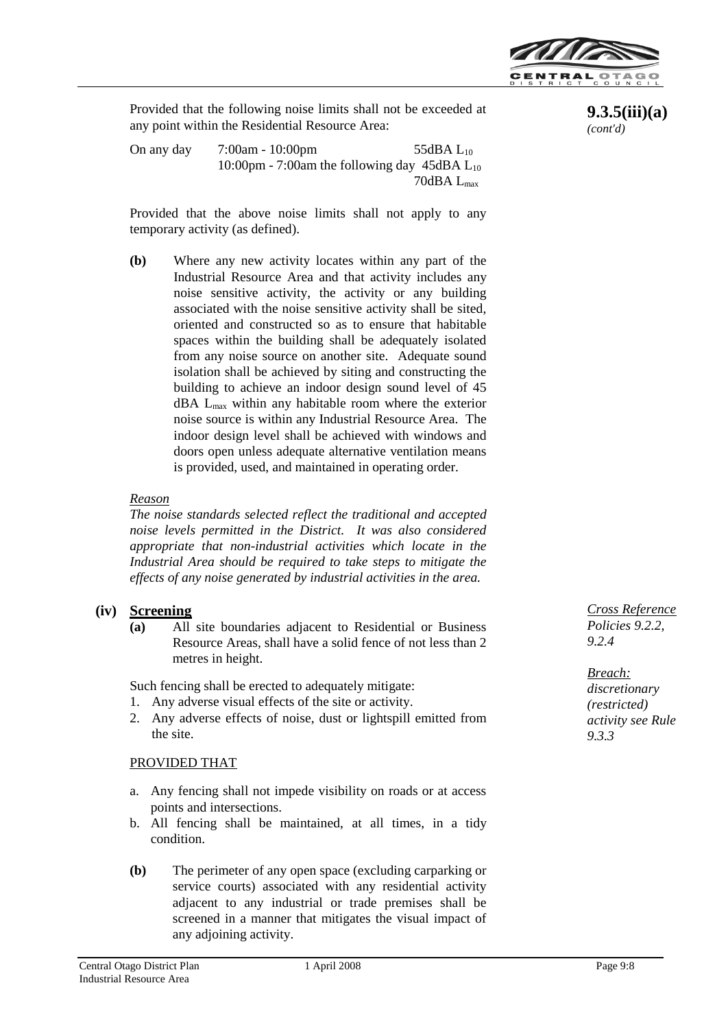**9.3.5(iii)(a)** *(cont'd)*

Provided that the following noise limits shall not be exceeded at any point within the Residential Resource Area:

| | | |
|---|---|---|
| On any day | 7:00am - 10:00pm | 55dBA $L_{10}$ |
| | 10:00pm - 7:00am the following day | 45dBA $L_{10}$ |
| | | 70dBA $L_{max}$ |

Provided that the above noise limits shall not apply to any temporary activity (as defined).

**(b)** Where any new activity locates within any part of the Industrial Resource Area and that activity includes any noise sensitive activity, the activity or any building associated with the noise sensitive activity shall be sited, oriented and constructed so as to ensure that habitable spaces within the building shall be adequately isolated from any noise source on another site. Adequate sound isolation shall be achieved by siting and constructing the building to achieve an indoor design sound level of 45 dBA $L_{max}$ within any habitable room where the exterior noise source is within any Industrial Resource Area. The indoor design level shall be achieved with windows and doors open unless adequate alternative ventilation means is provided, used, and maintained in operating order.

*Reason*

*The noise standards selected reflect the traditional and accepted noise levels permitted in the District. It was also considered appropriate that non-industrial activities which locate in the Industrial Area should be required to take steps to mitigate the effects of any noise generated by industrial activities in the area.*

**(iv) Screening**

*Cross Reference Policies 9.2.2, 9.2.4*

*Breach: discretionary (restricted) activity see Rule 9.3.3*

**(a)** All site boundaries adjacent to Residential or Business Resource Areas, shall have a solid fence of not less than 2 metres in height.

Such fencing shall be erected to adequately mitigate:

1. Any adverse visual effects of the site or activity.
2. Any adverse effects of noise, dust or lightspill emitted from the site.

PROVIDED THAT

a. Any fencing shall not impede visibility on roads or at access points and intersections.
b. All fencing shall be maintained, at all times, in a tidy condition.

**(b)** The perimeter of any open space (excluding carparking or service courts) associated with any residential activity adjacent to any industrial or trade premises shall be screened in a manner that mitigates the visual impact of any adjoining activity.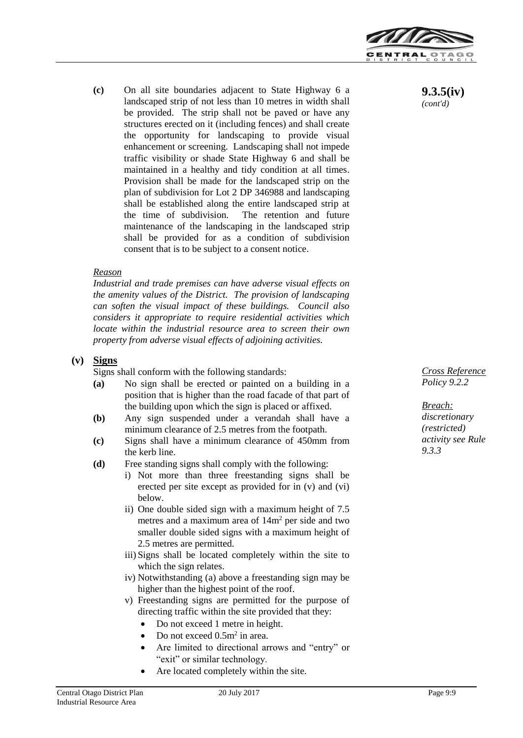**9.3.5(iv)** *(cont'd)*

**(c)** On all site boundaries adjacent to State Highway 6 a landscaped strip of not less than 10 metres in width shall be provided. The strip shall not be paved or have any structures erected on it (including fences) and shall create the opportunity for landscaping to provide visual enhancement or screening. Landscaping shall not impede traffic visibility or shade State Highway 6 and shall be maintained in a healthy and tidy condition at all times. Provision shall be made for the landscaped strip on the plan of subdivision for Lot 2 DP 346988 and landscaping shall be established along the entire landscaped strip at the time of subdivision. The retention and future maintenance of the landscaping in the landscaped strip shall be provided for as a condition of subdivision consent that is to be subject to a consent notice.

*Reason*

*Industrial and trade premises can have adverse visual effects on the amenity values of the District. The provision of landscaping can soften the visual impact of these buildings. Council also considers it appropriate to require residential activities which locate within the industrial resource area to screen their own property from adverse visual effects of adjoining activities.*

**(v) Signs**

*Cross Reference Policy 9.2.2*

*Breach: discretionary (restricted) activity see Rule 9.3.3*

Signs shall conform with the following standards:

**(a)** No sign shall be erected or painted on a building in a position that is higher than the road facade of that part of the building upon which the sign is placed or affixed.

**(b)** Any sign suspended under a verandah shall have a minimum clearance of 2.5 metres from the footpath.

**(c)** Signs shall have a minimum clearance of 450mm from the kerb line.

**(d)** Free standing signs shall comply with the following:

i) Not more than three freestanding signs shall be erected per site except as provided for in (v) and (vi) below.

ii) One double sided sign with a maximum height of 7.5 metres and a maximum area of 14m$^2$ per side and two smaller double sided signs with a maximum height of 2.5 metres are permitted.

iii) Signs shall be located completely within the site to which the sign relates.

iv) Notwithstanding (a) above a freestanding sign may be higher than the highest point of the roof.

v) Freestanding signs are permitted for the purpose of directing traffic within the site provided that they:

- Do not exceed 1 metre in height.
- Do not exceed 0.5m$^2$ in area.
- Are limited to directional arrows and "entry" or "exit" or similar technology.
- Are located completely within the site.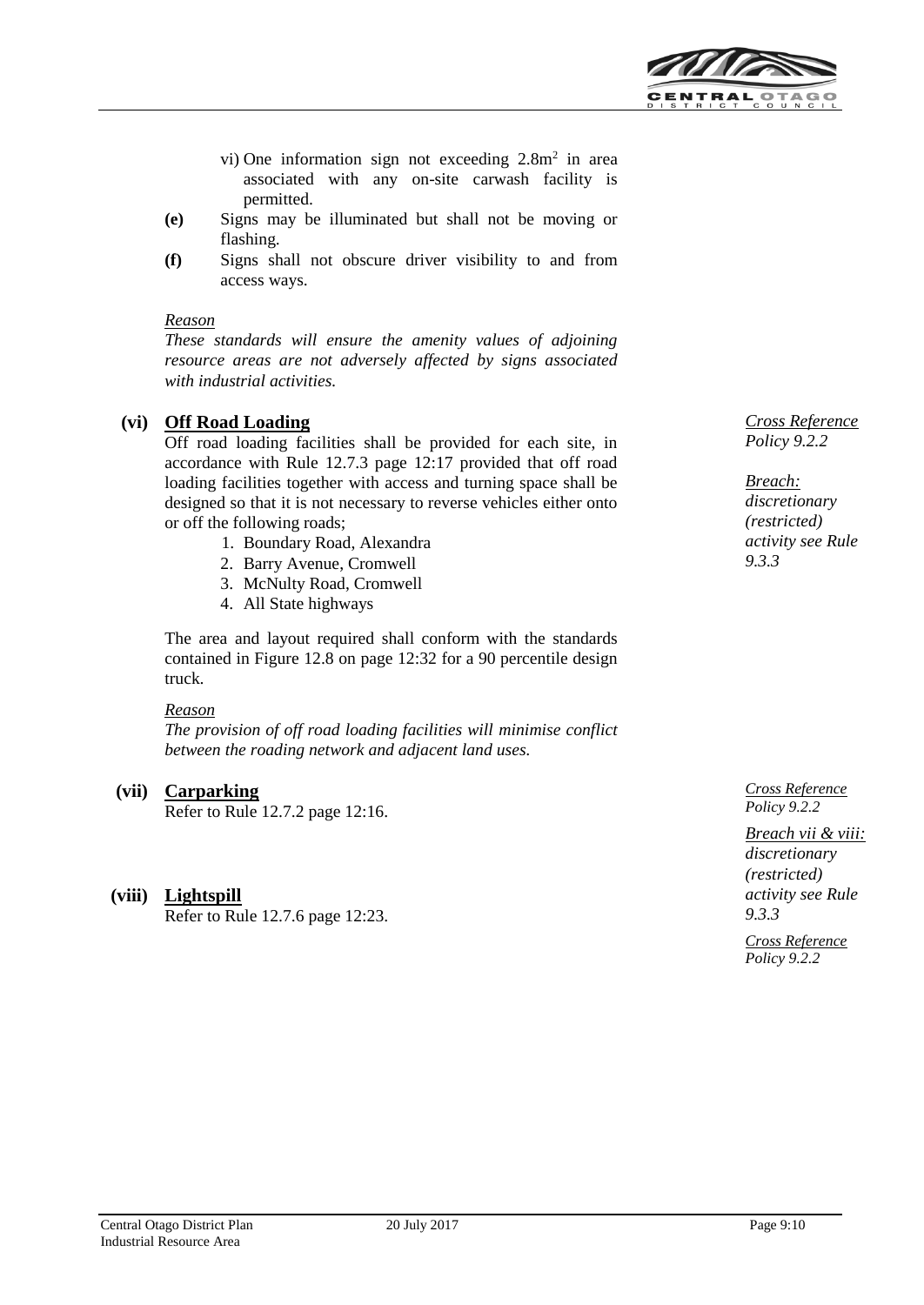vi) One information sign not exceeding 2.8m$^2$ in area associated with any on-site carwash facility is permitted.

**(e)** Signs may be illuminated but shall not be moving or flashing.

**(f)** Signs shall not obscure driver visibility to and from access ways.

*Reason*

*These standards will ensure the amenity values of adjoining resource areas are not adversely affected by signs associated with industrial activities.*

**(vi) Off Road Loading**

Off road loading facilities shall be provided for each site, in accordance with Rule 12.7.3 page 12:17 provided that off road loading facilities together with access and turning space shall be designed so that it is not necessary to reverse vehicles either onto or off the following roads;

1. Boundary Road, Alexandra
2. Barry Avenue, Cromwell
3. McNulty Road, Cromwell
4. All State highways

The area and layout required shall conform with the standards contained in Figure 12.8 on page 12:32 for a 90 percentile design truck.

*Reason*

*The provision of off road loading facilities will minimise conflict between the roading network and adjacent land uses.*

*Cross Reference Policy 9.2.2*

*Breach: discretionary (restricted) activity see Rule 9.3.3*

**(vii) Carparking**

Refer to Rule 12.7.2 page 12:16.

*Cross Reference Policy 9.2.2*

*Breach vii & viii: discretionary (restricted) activity see Rule 9.3.3*

**(viii) Lightspill**

Refer to Rule 12.7.6 page 12:23.

*Cross Reference Policy 9.2.2*